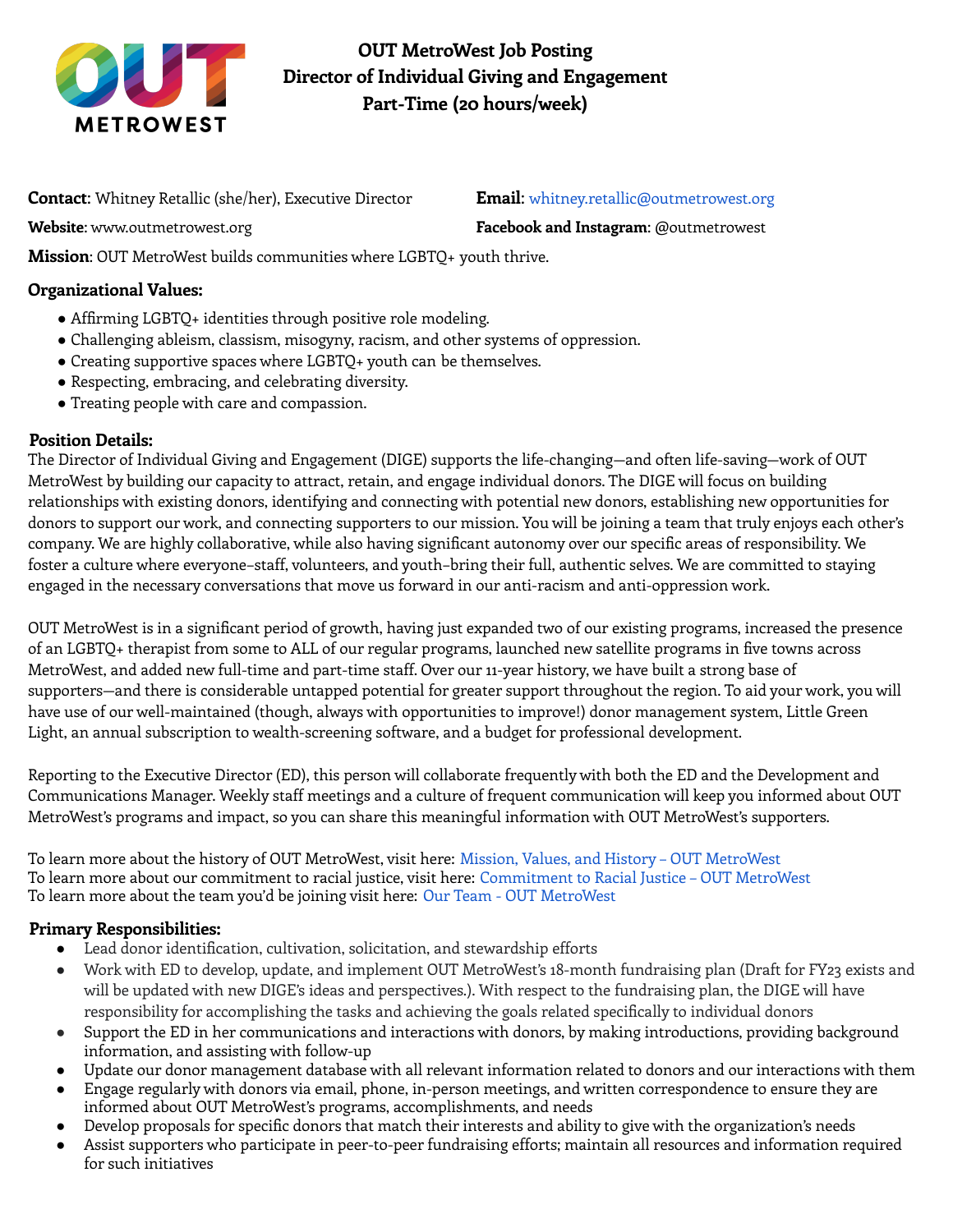# OUT MetroWest Job Posting
# Director of Individual Giving and Engagement
# Part-Time (20 hours/week)

**Contact**: Whitney Retallic (she/her), Executive Director

**Email**: whitney.retallic@outmetrowest.org

**Website**: www.outmetrowest.org

**Facebook and Instagram**: @outmetrowest

**Mission**: OUT MetroWest builds communities where LGBTQ+ youth thrive.

## Organizational Values:

- Affirming LGBTQ+ identities through positive role modeling.
- Challenging ableism, classism, misogyny, racism, and other systems of oppression.
- Creating supportive spaces where LGBTQ+ youth can be themselves.
- Respecting, embracing, and celebrating diversity.
- Treating people with care and compassion.

## Position Details:

The Director of Individual Giving and Engagement (DIGE) supports the life-changing—and often life-saving—work of OUT MetroWest by building our capacity to attract, retain, and engage individual donors. The DIGE will focus on building relationships with existing donors, identifying and connecting with potential new donors, establishing new opportunities for donors to support our work, and connecting supporters to our mission. You will be joining a team that truly enjoys each other's company. We are highly collaborative, while also having significant autonomy over our specific areas of responsibility. We foster a culture where everyone–staff, volunteers, and youth–bring their full, authentic selves. We are committed to staying engaged in the necessary conversations that move us forward in our anti-racism and anti-oppression work.

OUT MetroWest is in a significant period of growth, having just expanded two of our existing programs, increased the presence of an LGBTQ+ therapist from some to ALL of our regular programs, launched new satellite programs in five towns across MetroWest, and added new full-time and part-time staff. Over our 11-year history, we have built a strong base of supporters—and there is considerable untapped potential for greater support throughout the region. To aid your work, you will have use of our well-maintained (though, always with opportunities to improve!) donor management system, Little Green Light, an annual subscription to wealth-screening software, and a budget for professional development.

Reporting to the Executive Director (ED), this person will collaborate frequently with both the ED and the Development and Communications Manager. Weekly staff meetings and a culture of frequent communication will keep you informed about OUT MetroWest's programs and impact, so you can share this meaningful information with OUT MetroWest's supporters.

To learn more about the history of OUT MetroWest, visit here: Mission, Values, and History – OUT MetroWest
To learn more about our commitment to racial justice, visit here: Commitment to Racial Justice – OUT MetroWest
To learn more about the team you'd be joining visit here: Our Team - OUT MetroWest

## Primary Responsibilities:

- Lead donor identification, cultivation, solicitation, and stewardship efforts
- Work with ED to develop, update, and implement OUT MetroWest's 18-month fundraising plan (Draft for FY23 exists and will be updated with new DIGE's ideas and perspectives.). With respect to the fundraising plan, the DIGE will have responsibility for accomplishing the tasks and achieving the goals related specifically to individual donors
- Support the ED in her communications and interactions with donors, by making introductions, providing background information, and assisting with follow-up
- Update our donor management database with all relevant information related to donors and our interactions with them
- Engage regularly with donors via email, phone, in-person meetings, and written correspondence to ensure they are informed about OUT MetroWest's programs, accomplishments, and needs
- Develop proposals for specific donors that match their interests and ability to give with the organization's needs
- Assist supporters who participate in peer-to-peer fundraising efforts; maintain all resources and information required for such initiatives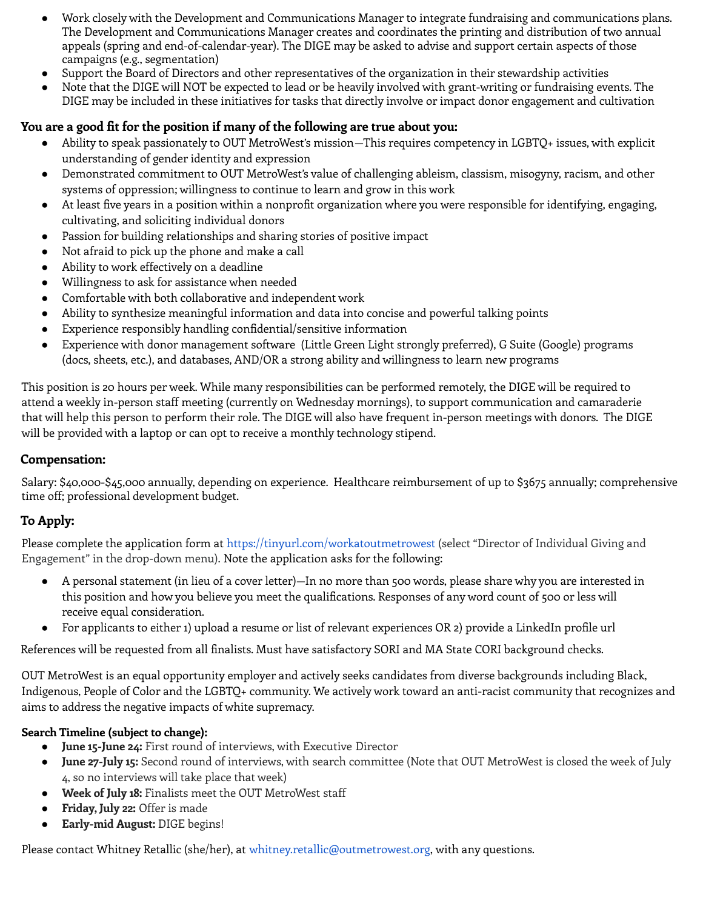- Work closely with the Development and Communications Manager to integrate fundraising and communications plans. The Development and Communications Manager creates and coordinates the printing and distribution of two annual appeals (spring and end-of-calendar-year). The DIGE may be asked to advise and support certain aspects of those campaigns (e.g., segmentation)
- Support the Board of Directors and other representatives of the organization in their stewardship activities
- Note that the DIGE will NOT be expected to lead or be heavily involved with grant-writing or fundraising events. The DIGE may be included in these initiatives for tasks that directly involve or impact donor engagement and cultivation

### You are a good fit for the position if many of the following are true about you:

- Ability to speak passionately to OUT MetroWest's mission—This requires competency in LGBTQ+ issues, with explicit understanding of gender identity and expression
- Demonstrated commitment to OUT MetroWest's value of challenging ableism, classism, misogyny, racism, and other systems of oppression; willingness to continue to learn and grow in this work
- At least five years in a position within a nonprofit organization where you were responsible for identifying, engaging, cultivating, and soliciting individual donors
- Passion for building relationships and sharing stories of positive impact
- Not afraid to pick up the phone and make a call
- Ability to work effectively on a deadline
- Willingness to ask for assistance when needed
- Comfortable with both collaborative and independent work
- Ability to synthesize meaningful information and data into concise and powerful talking points
- Experience responsibly handling confidential/sensitive information
- Experience with donor management software (Little Green Light strongly preferred), G Suite (Google) programs (docs, sheets, etc.), and databases, AND/OR a strong ability and willingness to learn new programs

This position is 20 hours per week. While many responsibilities can be performed remotely, the DIGE will be required to attend a weekly in-person staff meeting (currently on Wednesday mornings), to support communication and camaraderie that will help this person to perform their role. The DIGE will also have frequent in-person meetings with donors. The DIGE will be provided with a laptop or can opt to receive a monthly technology stipend.

### Compensation:

Salary: $40,000-$45,000 annually, depending on experience. Healthcare reimbursement of up to $3675 annually; comprehensive time off; professional development budget.

### To Apply:

Please complete the application form at https://tinyurl.com/workatoutmetrowest (select "Director of Individual Giving and Engagement" in the drop-down menu). Note the application asks for the following:

- A personal statement (in lieu of a cover letter)—In no more than 500 words, please share why you are interested in this position and how you believe you meet the qualifications. Responses of any word count of 500 or less will receive equal consideration.
- For applicants to either 1) upload a resume or list of relevant experiences OR 2) provide a LinkedIn profile url

References will be requested from all finalists. Must have satisfactory SORI and MA State CORI background checks.

OUT MetroWest is an equal opportunity employer and actively seeks candidates from diverse backgrounds including Black, Indigenous, People of Color and the LGBTQ+ community. We actively work toward an anti-racist community that recognizes and aims to address the negative impacts of white supremacy.

**Search Timeline (subject to change):**

- **June 15-June 24:** First round of interviews, with Executive Director
- **June 27-July 15:** Second round of interviews, with search committee (Note that OUT MetroWest is closed the week of July 4, so no interviews will take place that week)
- **Week of July 18:** Finalists meet the OUT MetroWest staff
- **Friday, July 22:** Offer is made
- **Early-mid August:** DIGE begins!

Please contact Whitney Retallic (she/her), at whitney.retallic@outmetrowest.org, with any questions.